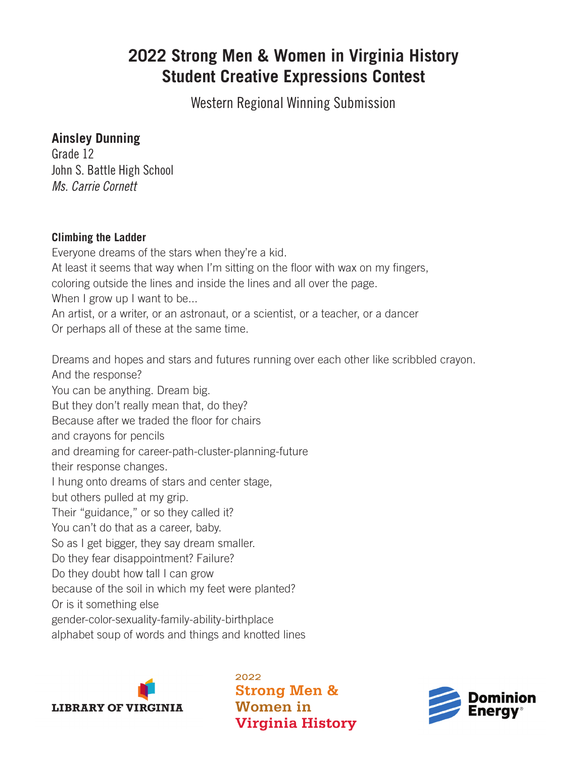# 2022 Strong Men & Women in Virginia History Student Creative Expressions Contest

Western Regional Winning Submission

**Ainsley Dunning**
Grade 12
John S. Battle High School
*Ms. Carrie Cornett*

**Climbing the Ladder**

Everyone dreams of the stars when they're a kid.
At least it seems that way when I'm sitting on the floor with wax on my fingers,
coloring outside the lines and inside the lines and all over the page.
When I grow up I want to be...
An artist, or a writer, or an astronaut, or a scientist, or a teacher, or a dancer
Or perhaps all of these at the same time.

Dreams and hopes and stars and futures running over each other like scribbled crayon.
And the response?
You can be anything. Dream big.
But they don't really mean that, do they?
Because after we traded the floor for chairs
and crayons for pencils
and dreaming for career-path-cluster-planning-future
their response changes.
I hung onto dreams of stars and center stage,
but others pulled at my grip.
Their "guidance," or so they called it?
You can't do that as a career, baby.
So as I get bigger, they say dream smaller.
Do they fear disappointment? Failure?
Do they doubt how tall I can grow
because of the soil in which my feet were planted?
Or is it something else
gender-color-sexuality-family-ability-birthplace
alphabet soup of words and things and knotted lines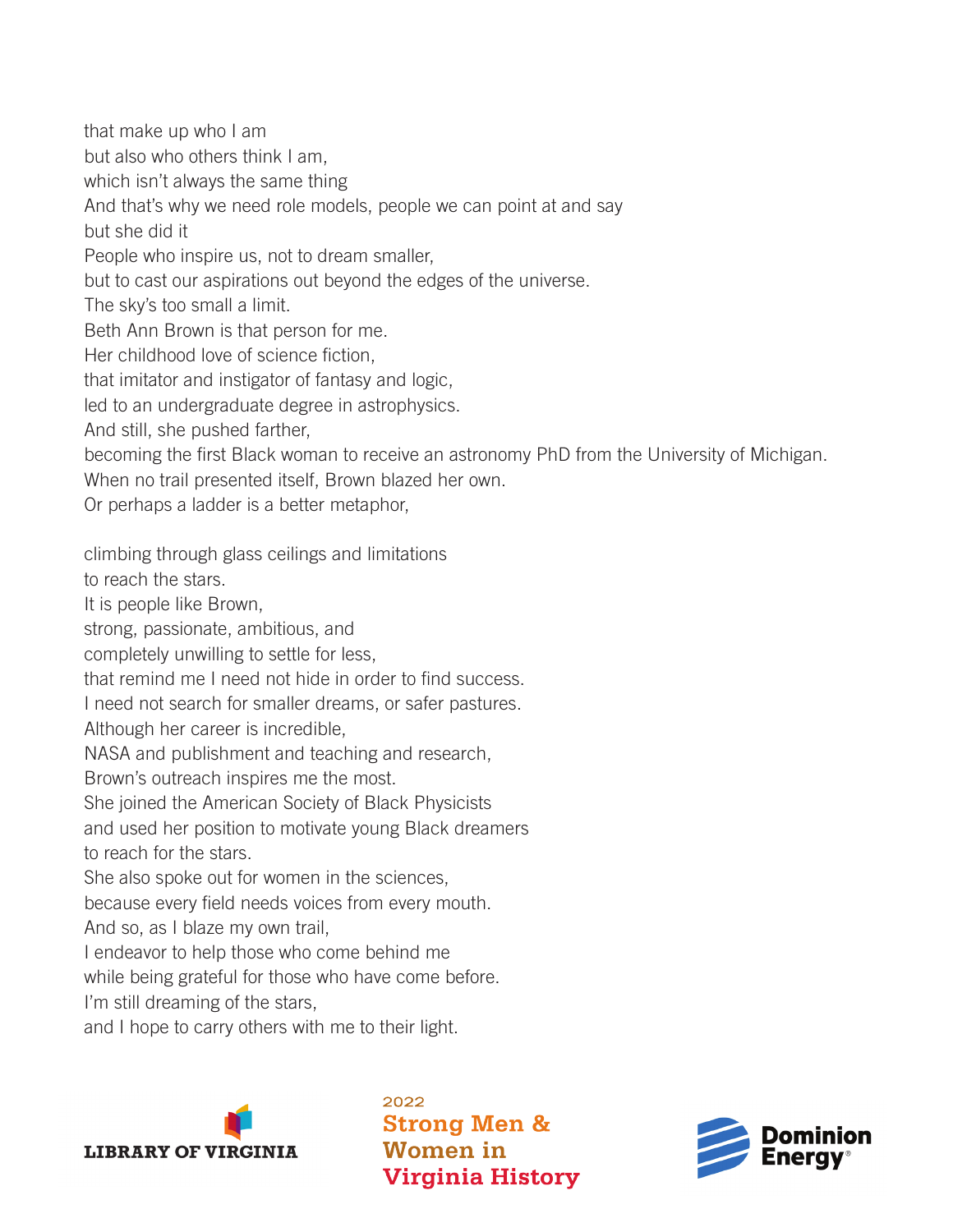that make up who I am
but also who others think I am,
which isn't always the same thing
And that's why we need role models, people we can point at and say
but she did it
People who inspire us, not to dream smaller,
but to cast our aspirations out beyond the edges of the universe.
The sky's too small a limit.
Beth Ann Brown is that person for me.
Her childhood love of science fiction,
that imitator and instigator of fantasy and logic,
led to an undergraduate degree in astrophysics.
And still, she pushed farther,
becoming the first Black woman to receive an astronomy PhD from the University of Michigan.
When no trail presented itself, Brown blazed her own.
Or perhaps a ladder is a better metaphor,

climbing through glass ceilings and limitations
to reach the stars.
It is people like Brown,
strong, passionate, ambitious, and
completely unwilling to settle for less,
that remind me I need not hide in order to find success.
I need not search for smaller dreams, or safer pastures.
Although her career is incredible,
NASA and publishment and teaching and research,
Brown's outreach inspires me the most.
She joined the American Society of Black Physicists
and used her position to motivate young Black dreamers
to reach for the stars.
She also spoke out for women in the sciences,
because every field needs voices from every mouth.
And so, as I blaze my own trail,
I endeavor to help those who come behind me
while being grateful for those who have come before.
I'm still dreaming of the stars,
and I hope to carry others with me to their light.

LIBRARY OF VIRGINIA

2022
Strong Men & Women in Virginia History

Dominion Energy®